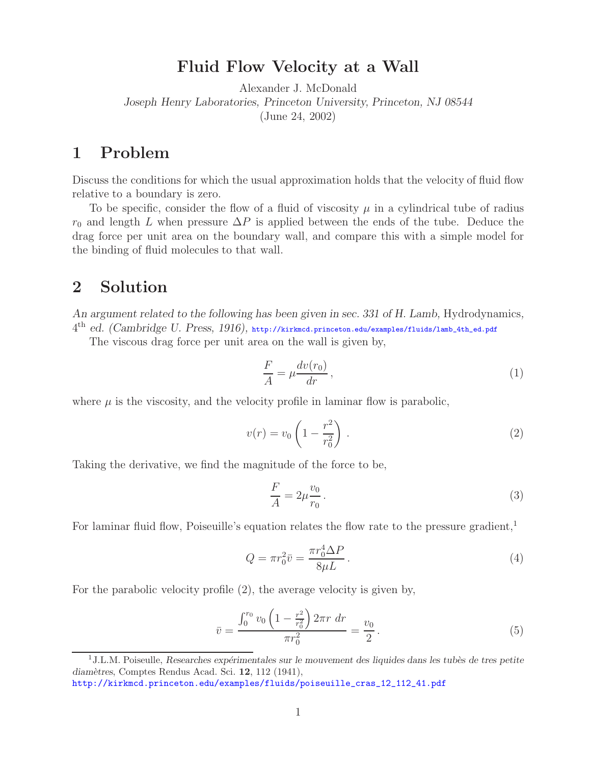# Fluid Flow Velocity at a Wall

Alexander J. McDonald

*Joseph Henry Laboratories, Princeton University, Princeton, NJ 08544*

(June 24, 2002)

## 1 Problem

Discuss the conditions for which the usual approximation holds that the velocity of fluid flow relative to a boundary is zero.

To be specific, consider the flow of a fluid of viscosity $\mu$ in a cylindrical tube of radius $r_0$ and length $L$ when pressure $\Delta P$ is applied between the ends of the tube. Deduce the drag force per unit area on the boundary wall, and compare this with a simple model for the binding of fluid molecules to that wall.

## 2 Solution

*An argument related to the following has been given in sec. 331 of H. Lamb,* Hydrodynamics, $4^{\text{th}}$ *ed. (Cambridge U. Press, 1916),* http://kirkmcd.princeton.edu/examples/fluids/lamb_4th_ed.pdf

The viscous drag force per unit area on the wall is given by,

$$\frac{F}{A} = \mu \frac{dv(r_0)}{dr}, \tag{1}$$

where $\mu$ is the viscosity, and the velocity profile in laminar flow is parabolic,

$$v(r) = v_0 \left(1 - \frac{r^2}{r_0^2}\right). \tag{2}$$

Taking the derivative, we find the magnitude of the force to be,

$$\frac{F}{A} = 2\mu \frac{v_0}{r_0}. \tag{3}$$

For laminar fluid flow, Poiseuille's equation relates the flow rate to the pressure gradient,[1]

$$Q = \pi r_0^2 \bar{v} = \frac{\pi r_0^4 \Delta P}{8 \mu L}. \tag{4}$$

For the parabolic velocity profile (2), the average velocity is given by,

$$\bar{v} = \frac{\int_0^{r_0} v_0 \left(1 - \frac{r^2}{r_0^2}\right) 2\pi r \; dr}{\pi r_0^2} = \frac{v_0}{2}. \tag{5}$$

[1] J.L.M. Poiseuille, *Researches expérimentales sur le mouvement des liquides dans les tubès de tres petite diamètres*, Comptes Rendus Acad. Sci. **12**, 112 (1941), http://kirkmcd.princeton.edu/examples/fluids/poiseuille_cras_12_112_41.pdf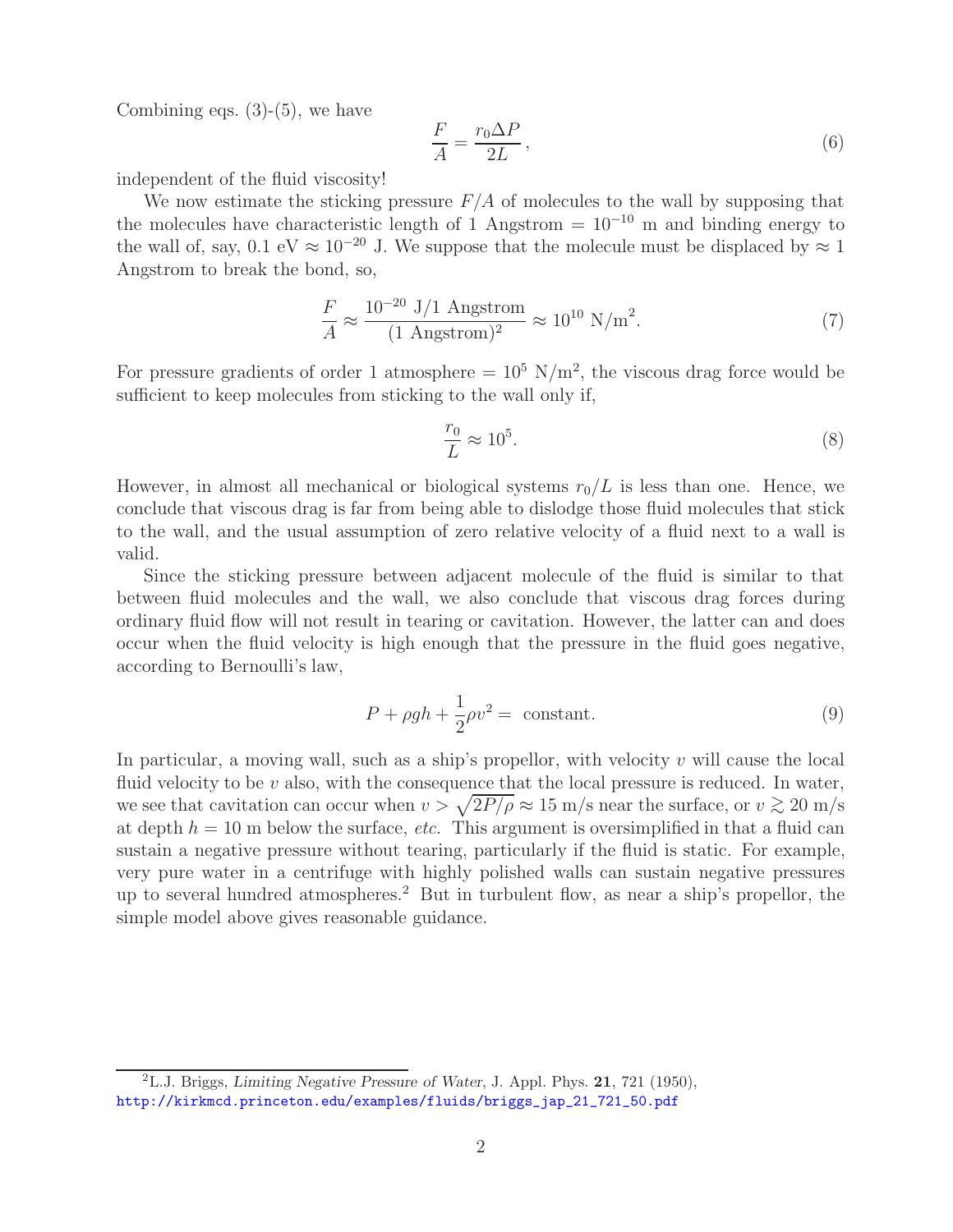Combining eqs. (3)-(5), we have

$$\frac{F}{A} = \frac{r_0 \Delta P}{2L}, \tag{6}$$

independent of the fluid viscosity!

We now estimate the sticking pressure $F/A$ of molecules to the wall by supposing that the molecules have characteristic length of 1 Angstrom = $10^{-10}$ m and binding energy to the wall of, say, 0.1 eV $\approx 10^{-20}$ J. We suppose that the molecule must be displaced by $\approx 1$ Angstrom to break the bond, so,

$$\frac{F}{A} \approx \frac{10^{-20}\ \text{J}/1\ \text{Angstrom}}{(1\ \text{Angstrom})^2} \approx 10^{10}\ \text{N/m}^2. \tag{7}$$

For pressure gradients of order 1 atmosphere = $10^5$ N/m$^2$, the viscous drag force would be sufficient to keep molecules from sticking to the wall only if,

$$\frac{r_0}{L} \approx 10^5. \tag{8}$$

However, in almost all mechanical or biological systems $r_0/L$ is less than one. Hence, we conclude that viscous drag is far from being able to dislodge those fluid molecules that stick to the wall, and the usual assumption of zero relative velocity of a fluid next to a wall is valid.

Since the sticking pressure between adjacent molecule of the fluid is similar to that between fluid molecules and the wall, we also conclude that viscous drag forces during ordinary fluid flow will not result in tearing or cavitation. However, the latter can and does occur when the fluid velocity is high enough that the pressure in the fluid goes negative, according to Bernoulli's law,

$$P + \rho g h + \frac{1}{2}\rho v^2 = \text{ constant}. \tag{9}$$

In particular, a moving wall, such as a ship's propellor, with velocity $v$ will cause the local fluid velocity to be $v$ also, with the consequence that the local pressure is reduced. In water, we see that cavitation can occur when $v > \sqrt{2P/\rho} \approx 15$ m/s near the surface, or $v \gtrsim 20$ m/s at depth $h = 10$ m below the surface, *etc.* This argument is oversimplified in that a fluid can sustain a negative pressure without tearing, particularly if the fluid is static. For example, very pure water in a centrifuge with highly polished walls can sustain negative pressures up to several hundred atmospheres.[2] But in turbulent flow, as near a ship's propellor, the simple model above gives reasonable guidance.

[2] L.J. Briggs, *Limiting Negative Pressure of Water*, J. Appl. Phys. **21**, 721 (1950), http://kirkmcd.princeton.edu/examples/fluids/briggs_jap_21_721_50.pdf